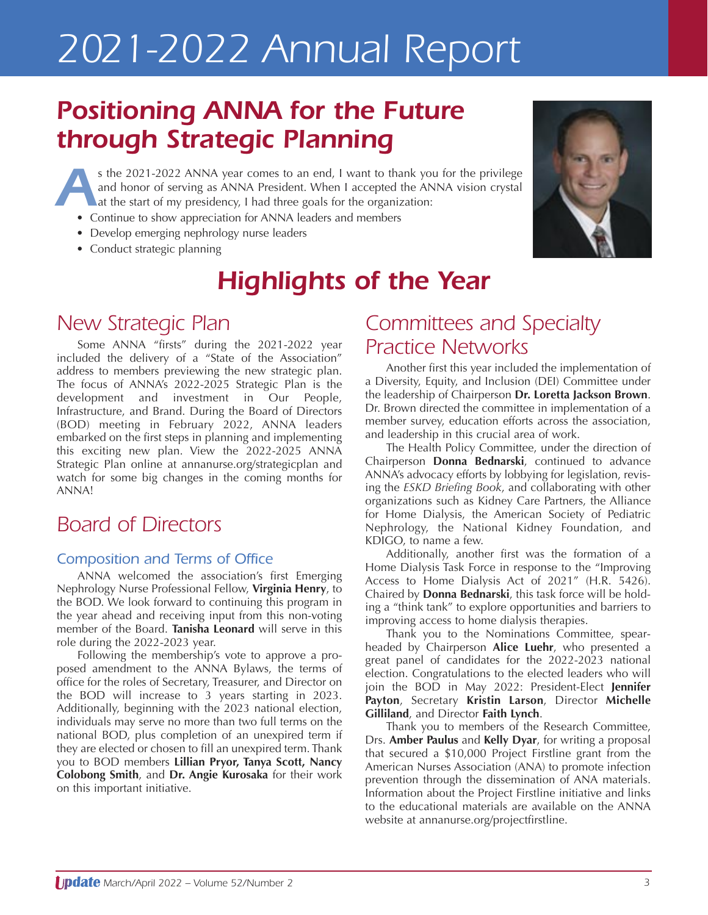# 2021-2022 Annual Report

## Positioning ANNA for the Future through Strategic Planning

As the 2021-2022 ANNA year comes to an end, I want to thank you for the privilege and honor of serving as ANNA President. When I accepted the ANNA vision crystal at the start of my presidency, I had three goals for the organization:

- Continue to show appreciation for ANNA leaders and members
- Develop emerging nephrology nurse leaders
- Conduct strategic planning

## Highlights of the Year

### New Strategic Plan

Some ANNA "firsts" during the 2021-2022 year included the delivery of a "State of the Association" address to members previewing the new strategic plan. The focus of ANNA's 2022-2025 Strategic Plan is the development and investment in Our People, Infrastructure, and Brand. During the Board of Directors (BOD) meeting in February 2022, ANNA leaders embarked on the first steps in planning and implementing this exciting new plan. View the 2022-2025 ANNA Strategic Plan online at annanurse.org/strategicplan and watch for some big changes in the coming months for ANNA!

### Board of Directors

#### Composition and Terms of Office

ANNA welcomed the association's first Emerging Nephrology Nurse Professional Fellow, **Virginia Henry**, to the BOD. We look forward to continuing this program in the year ahead and receiving input from this non-voting member of the Board. **Tanisha Leonard** will serve in this role during the 2022-2023 year.

Following the membership's vote to approve a proposed amendment to the ANNA Bylaws, the terms of office for the roles of Secretary, Treasurer, and Director on the BOD will increase to 3 years starting in 2023. Additionally, beginning with the 2023 national election, individuals may serve no more than two full terms on the national BOD, plus completion of an unexpired term if they are elected or chosen to fill an unexpired term. Thank you to BOD members **Lillian Pryor, Tanya Scott, Nancy Colobong Smith**, and **Dr. Angie Kurosaka** for their work on this important initiative.

### Committees and Specialty Practice Networks

Another first this year included the implementation of a Diversity, Equity, and Inclusion (DEI) Committee under the leadership of Chairperson **Dr. Loretta Jackson Brown**. Dr. Brown directed the committee in implementation of a member survey, education efforts across the association, and leadership in this crucial area of work.

The Health Policy Committee, under the direction of Chairperson **Donna Bednarski**, continued to advance ANNA's advocacy efforts by lobbying for legislation, revising the *ESKD Briefing Book*, and collaborating with other organizations such as Kidney Care Partners, the Alliance for Home Dialysis, the American Society of Pediatric Nephrology, the National Kidney Foundation, and KDIGO, to name a few.

Additionally, another first was the formation of a Home Dialysis Task Force in response to the "Improving Access to Home Dialysis Act of 2021" (H.R. 5426). Chaired by **Donna Bednarski**, this task force will be holding a "think tank" to explore opportunities and barriers to improving access to home dialysis therapies.

Thank you to the Nominations Committee, spearheaded by Chairperson **Alice Luehr**, who presented a great panel of candidates for the 2022-2023 national election. Congratulations to the elected leaders who will join the BOD in May 2022: President-Elect **Jennifer Payton**, Secretary **Kristin Larson**, Director **Michelle Gilliland**, and Director **Faith Lynch**.

Thank you to members of the Research Committee, Drs. **Amber Paulus** and **Kelly Dyar**, for writing a proposal that secured a $10,000 Project Firstline grant from the American Nurses Association (ANA) to promote infection prevention through the dissemination of ANA materials. Information about the Project Firstline initiative and links to the educational materials are available on the ANNA website at annanurse.org/projectfirstline.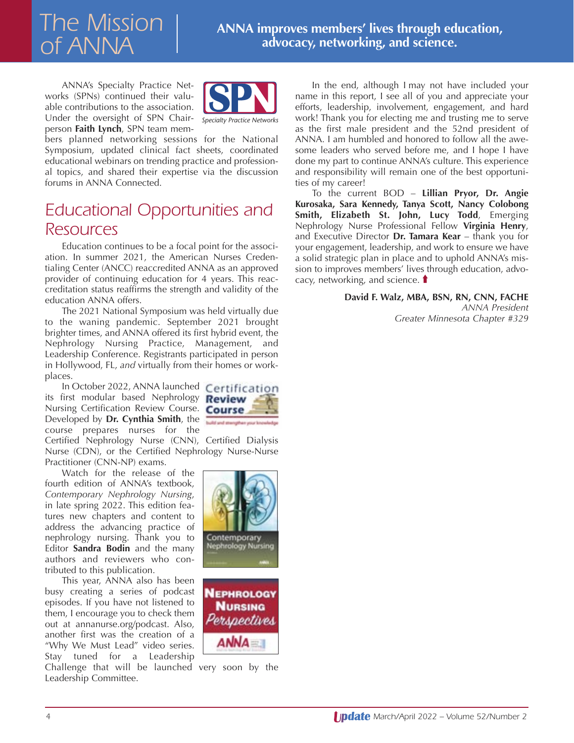ANNA's Specialty Practice Networks (SPNs) continued their valuable contributions to the association. Under the oversight of SPN Chairperson **Faith Lynch**, SPN team members planned networking sessions for the National Symposium, updated clinical fact sheets, coordinated educational webinars on trending practice and professional topics, and shared their expertise via the discussion forums in ANNA Connected.

## Educational Opportunities and Resources

Education continues to be a focal point for the association. In summer 2021, the American Nurses Credentialing Center (ANCC) reaccredited ANNA as an approved provider of continuing education for 4 years. This reaccreditation status reaffirms the strength and validity of the education ANNA offers.

The 2021 National Symposium was held virtually due to the waning pandemic. September 2021 brought brighter times, and ANNA offered its first hybrid event, the Nephrology Nursing Practice, Management, and Leadership Conference. Registrants participated in person in Hollywood, FL, *and* virtually from their homes or workplaces.

In October 2022, ANNA launched its first modular based Nephrology Nursing Certification Review Course. Developed by **Dr. Cynthia Smith**, the course prepares nurses for the Certified Nephrology Nurse (CNN), Certified Dialysis Nurse (CDN), or the Certified Nephrology Nurse-Nurse Practitioner (CNN-NP) exams.

Watch for the release of the fourth edition of ANNA's textbook, *Contemporary Nephrology Nursing*, in late spring 2022. This edition features new chapters and content to address the advancing practice of nephrology nursing. Thank you to Editor **Sandra Bodin** and the many authors and reviewers who contributed to this publication.

This year, ANNA also has been busy creating a series of podcast episodes. If you have not listened to them, I encourage you to check them out at annanurse.org/podcast. Also, another first was the creation of a "Why We Must Lead" video series. Stay tuned for a Leadership Challenge that will be launched very soon by the Leadership Committee.

In the end, although I may not have included your name in this report, I see all of you and appreciate your efforts, leadership, involvement, engagement, and hard work! Thank you for electing me and trusting me to serve as the first male president and the 52nd president of ANNA. I am humbled and honored to follow all the awesome leaders who served before me, and I hope I have done my part to continue ANNA's culture. This experience and responsibility will remain one of the best opportunities of my career!

To the current BOD – **Lillian Pryor, Dr. Angie Kurosaka, Sara Kennedy, Tanya Scott, Nancy Colobong Smith, Elizabeth St. John, Lucy Todd**, Emerging Nephrology Nurse Professional Fellow **Virginia Henry**, and Executive Director **Dr. Tamara Kear** – thank you for your engagement, leadership, and work to ensure we have a solid strategic plan in place and to uphold ANNA's mission to improves members' lives through education, advocacy, networking, and science.

**David F. Walz, MBA, BSN, RN, CNN, FACHE**
*ANNA President*
*Greater Minnesota Chapter #329*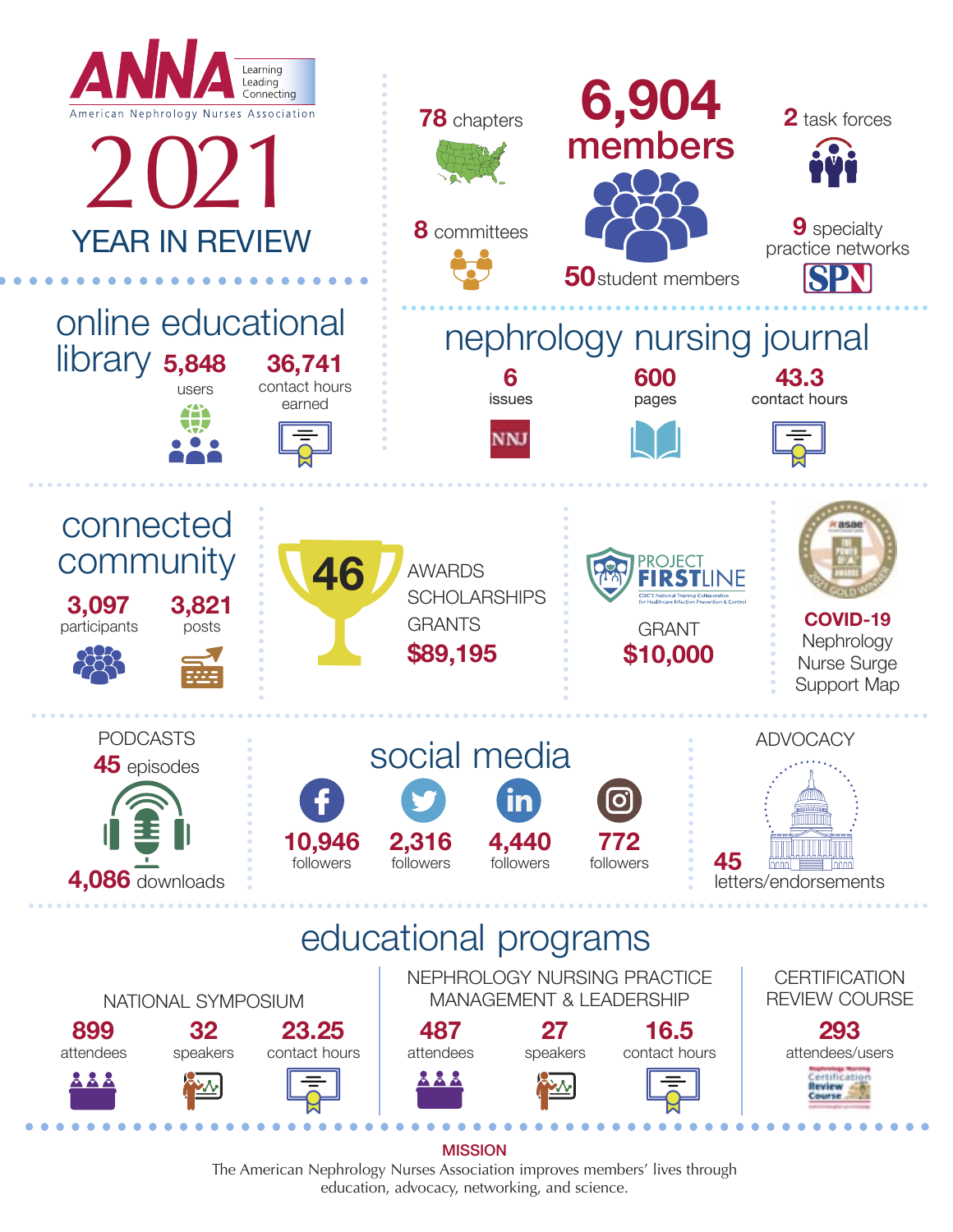# ANNA 2021 YEAR IN REVIEW

Learning
Leading
Connecting

American Nephrology Nurses Association

**78** chapters

**6,904 members**

**2** task forces

**8** committees

**50** student members

**9** specialty practice networks

SPN

## online educational library

**5,848** users

**36,741** contact hours earned

## nephrology nursing journal

**6** issues

**600** pages

**43.3** contact hours

NNJ

## connected community

**3,097** participants

**3,821** posts

**46** AWARDS SCHOLARSHIPS GRANTS **$89,195**

PROJECT FIRSTLINE
CDC'S National Training Collaborative for Healthcare Infection Prevention & Control

GRANT **$10,000**

**COVID-19** Nephrology Nurse Surge Support Map

PODCASTS

**45** episodes

**4,086** downloads

## social media

| Facebook | Twitter | LinkedIn | Instagram |
|---|---|---|---|
| **10,946** followers | **2,316** followers | **4,440** followers | **772** followers |

ADVOCACY

**45** letters/endorsements

## educational programs

**NATIONAL SYMPOSIUM**

**899** attendees

**32** speakers

**23.25** contact hours

**NEPHROLOGY NURSING PRACTICE MANAGEMENT & LEADERSHIP**

**487** attendees

**27** speakers

**16.5** contact hours

**CERTIFICATION REVIEW COURSE**

**293** attendees/users

**MISSION**

The American Nephrology Nurses Association improves members' lives through education, advocacy, networking, and science.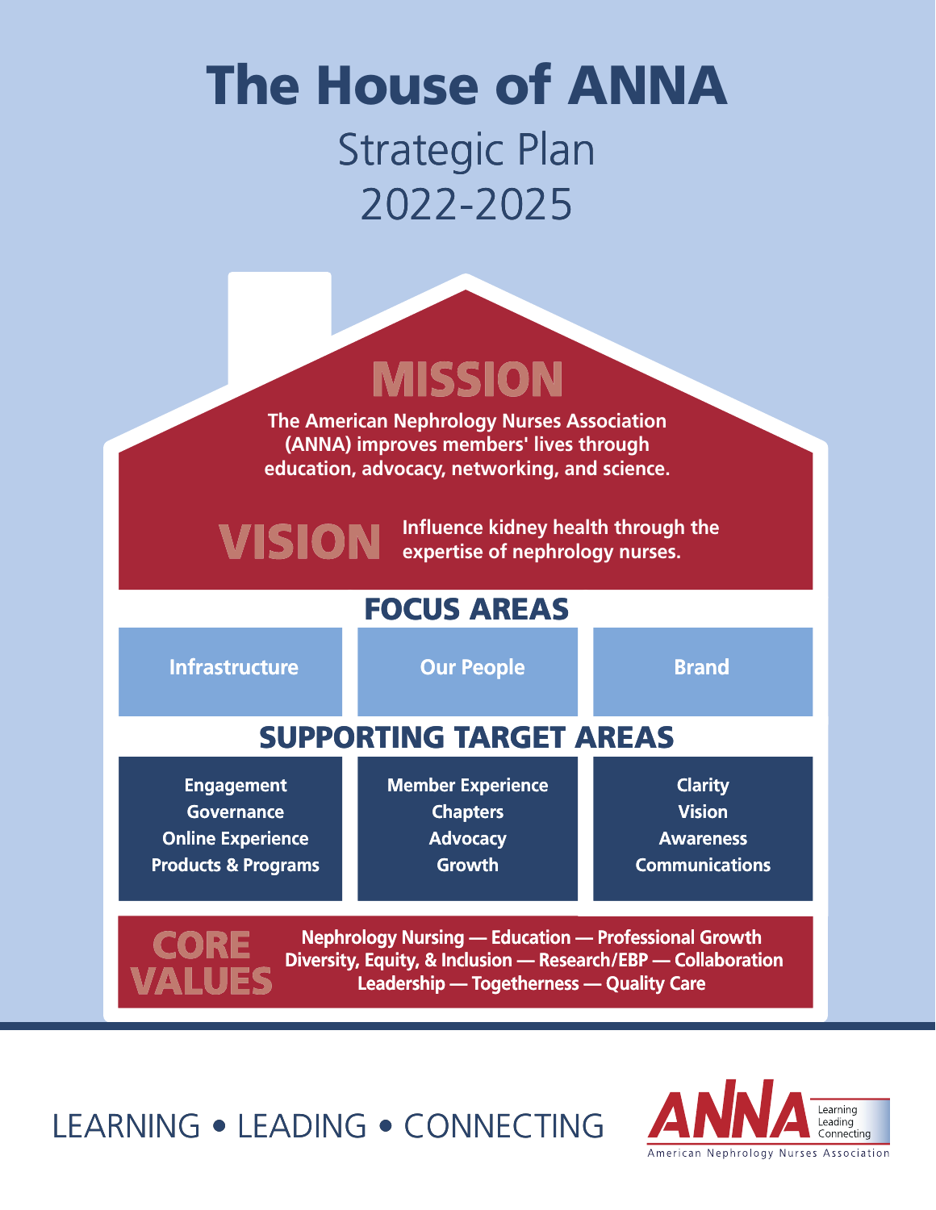# The House of ANNA

## Strategic Plan 2022-2025

### MISSION

The American Nephrology Nurses Association (ANNA) improves members' lives through education, advocacy, networking, and science.

### VISION

Influence kidney health through the expertise of nephrology nurses.

### FOCUS AREAS

| Infrastructure | Our People | Brand |
|---|---|---|

### SUPPORTING TARGET AREAS

| Infrastructure | Our People | Brand |
|---|---|---|
| Engagement | Member Experience | Clarity |
| Governance | Chapters | Vision |
| Online Experience | Advocacy | Awareness |
| Products & Programs | Growth | Communications |

### CORE VALUES

Nephrology Nursing — Education — Professional Growth
Diversity, Equity, & Inclusion — Research/EBP — Collaboration
Leadership — Togetherness — Quality Care

LEARNING • LEADING • CONNECTING

ANNA Learning Leading Connecting
American Nephrology Nurses Association